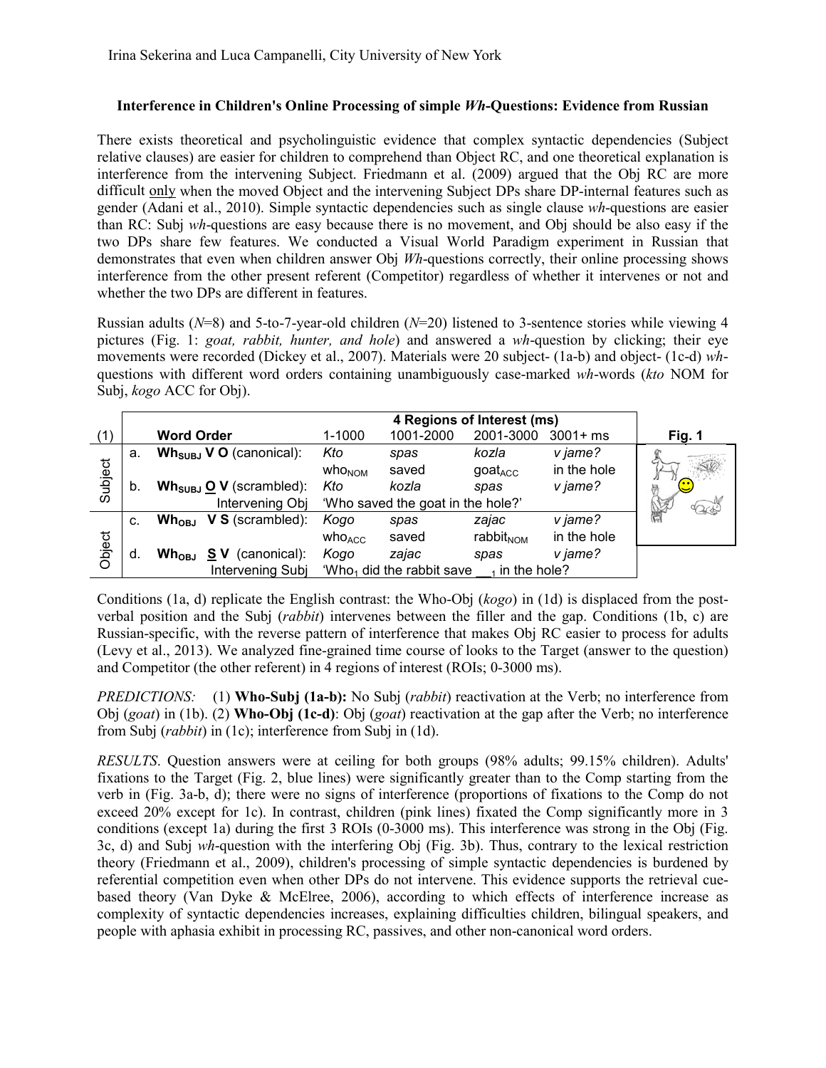Irina Sekerina and Luca Campanelli, City University of New York

### Interference in Children's Online Processing of simple *Wh*-Questions: Evidence from Russian

There exists theoretical and psycholinguistic evidence that complex syntactic dependencies (Subject relative clauses) are easier for children to comprehend than Object RC, and one theoretical explanation is interference from the intervening Subject. Friedmann et al. (2009) argued that the Obj RC are more difficult only when the moved Object and the intervening Subject DPs share DP-internal features such as gender (Adani et al., 2010). Simple syntactic dependencies such as single clause *wh*-questions are easier than RC: Subj *wh*-questions are easy because there is no movement, and Obj should be also easy if the two DPs share few features. We conducted a Visual World Paradigm experiment in Russian that demonstrates that even when children answer Obj *Wh*-questions correctly, their online processing shows interference from the other present referent (Competitor) regardless of whether it intervenes or not and whether the two DPs are different in features.

Russian adults (*N*=8) and 5-to-7-year-old children (*N*=20) listened to 3-sentence stories while viewing 4 pictures (Fig. 1: *goat, rabbit, hunter, and hole*) and answered a *wh*-question by clicking; their eye movements were recorded (Dickey et al., 2007). Materials were 20 subject- (1a-b) and object- (1c-d) *wh*-questions with different word orders containing unambiguously case-marked *wh*-words (*kto* NOM for Subj, *kogo* ACC for Obj).

| | (1) | Word Order | 1-1000 | 1001-2000 | 2001-3000 | 3001+ ms |
|---|---|---|---|---|---|---|
| | | | **4 Regions of Interest (ms)** | | | |
| Subject | a. | **Wh$_{SUBJ}$ V O** (canonical): | *Kto* | *spas* | *kozla* | *v jame?* |
| | | | who$_{NOM}$ | saved | goat$_{ACC}$ | in the hole |
| | b. | **Wh$_{SUBJ}$ <u>O</u> V** (scrambled): | *Kto* | *kozla* | *spas* | *v jame?* |
| | | Intervening Obj | 'Who saved the goat in the hole?' | | | |
| Object | c. | **Wh$_{OBJ}$ V S** (scrambled): | *Kogo* | *spas* | *zajac* | *v jame?* |
| | | | who$_{ACC}$ | saved | rabbit$_{NOM}$ | in the hole |
| | d. | **Wh$_{OBJ}$ <u>S</u> V** (canonical): | *Kogo* | *zajac* | *spas* | *v jame?* |
| | | Intervening Subj | 'Who$_1$ did the rabbit save __$_1$ in the hole?' | | | |

**Fig. 1**

Conditions (1a, d) replicate the English contrast: the Who-Obj (*kogo*) in (1d) is displaced from the post-verbal position and the Subj (*rabbit*) intervenes between the filler and the gap. Conditions (1b, c) are Russian-specific, with the reverse pattern of interference that makes Obj RC easier to process for adults (Levy et al., 2013). We analyzed fine-grained time course of looks to the Target (answer to the question) and Competitor (the other referent) in 4 regions of interest (ROIs; 0-3000 ms).

*PREDICTIONS:* (1) **Who-Subj (1a-b):** No Subj (*rabbit*) reactivation at the Verb; no interference from Obj (*goat*) in (1b). (2) **Who-Obj (1c-d)**: Obj (*goat*) reactivation at the gap after the Verb; no interference from Subj (*rabbit*) in (1c); interference from Subj in (1d).

*RESULTS*. Question answers were at ceiling for both groups (98% adults; 99.15% children). Adults' fixations to the Target (Fig. 2, blue lines) were significantly greater than to the Comp starting from the verb in (Fig. 3a-b, d); there were no signs of interference (proportions of fixations to the Comp do not exceed 20% except for 1c). In contrast, children (pink lines) fixated the Comp significantly more in 3 conditions (except 1a) during the first 3 ROIs (0-3000 ms). This interference was strong in the Obj (Fig. 3c, d) and Subj *wh*-question with the interfering Obj (Fig. 3b). Thus, contrary to the lexical restriction theory (Friedmann et al., 2009), children's processing of simple syntactic dependencies is burdened by referential competition even when other DPs do not intervene. This evidence supports the retrieval cue-based theory (Van Dyke & McElree, 2006), according to which effects of interference increase as complexity of syntactic dependencies increases, explaining difficulties children, bilingual speakers, and people with aphasia exhibit in processing RC, passives, and other non-canonical word orders.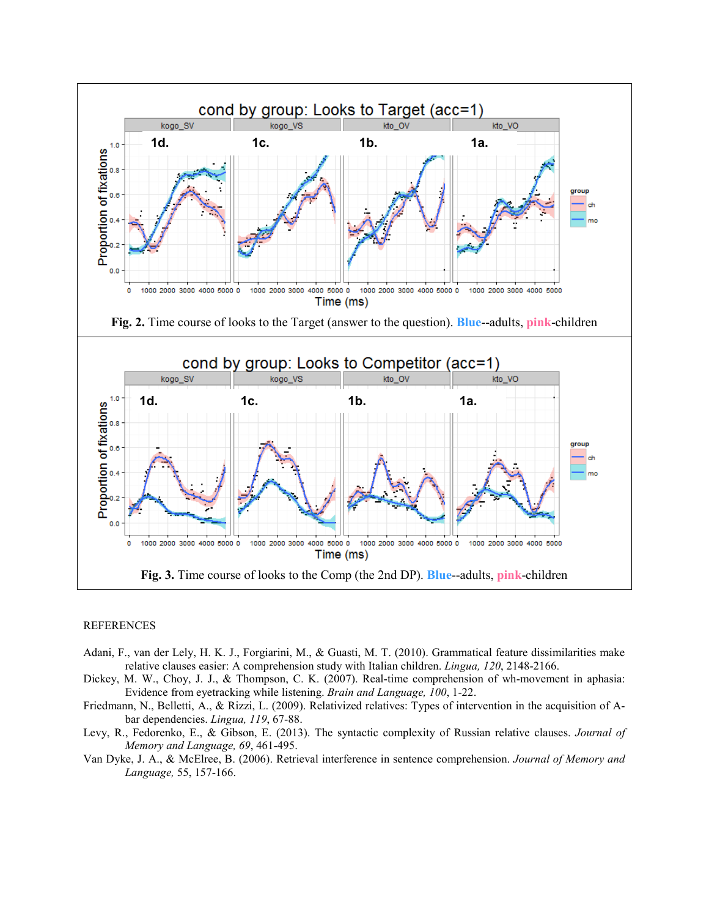cond by group: Looks to Target (acc=1)

kogo_SV kogo_VS kto_OV kto_VO

1d. 1c. 1b. 1a.

Proportion of fixations

1.0 0.8 0.6 0.4 0.2 0.0

0 1000 2000 3000 4000 5000 0 1000 2000 3000 4000 5000 0 1000 2000 3000 4000 5000 0 1000 2000 3000 4000 5000

Time (ms)

group

ch

mo

**Fig. 2.** Time course of looks to the Target (answer to the question). Blue--adults, pink-children

cond by group: Looks to Competitor (acc=1)

kogo_SV kogo_VS kto_OV kto_VO

1d. 1c. 1b. 1a.

Proportion of fixations

1.0 0.8 0.6 0.4 0.2 0.0

0 1000 2000 3000 4000 5000 0 1000 2000 3000 4000 5000 0 1000 2000 3000 4000 5000 0 1000 2000 3000 4000 5000

Time (ms)

group

ch

mo

**Fig. 3.** Time course of looks to the Comp (the 2nd DP). Blue--adults, pink-children

REFERENCES

Adani, F., van der Lely, H. K. J., Forgiarini, M., & Guasti, M. T. (2010). Grammatical feature dissimilarities make relative clauses easier: A comprehension study with Italian children. *Lingua, 120*, 2148-2166.

Dickey, M. W., Choy, J. J., & Thompson, C. K. (2007). Real-time comprehension of wh-movement in aphasia: Evidence from eyetracking while listening. *Brain and Language, 100*, 1-22.

Friedmann, N., Belletti, A., & Rizzi, L. (2009). Relativized relatives: Types of intervention in the acquisition of A-bar dependencies. *Lingua, 119*, 67-88.

Levy, R., Fedorenko, E., & Gibson, E. (2013). The syntactic complexity of Russian relative clauses. *Journal of Memory and Language, 69*, 461-495.

Van Dyke, J. A., & McElree, B. (2006). Retrieval interference in sentence comprehension. *Journal of Memory and Language,* 55, 157-166.